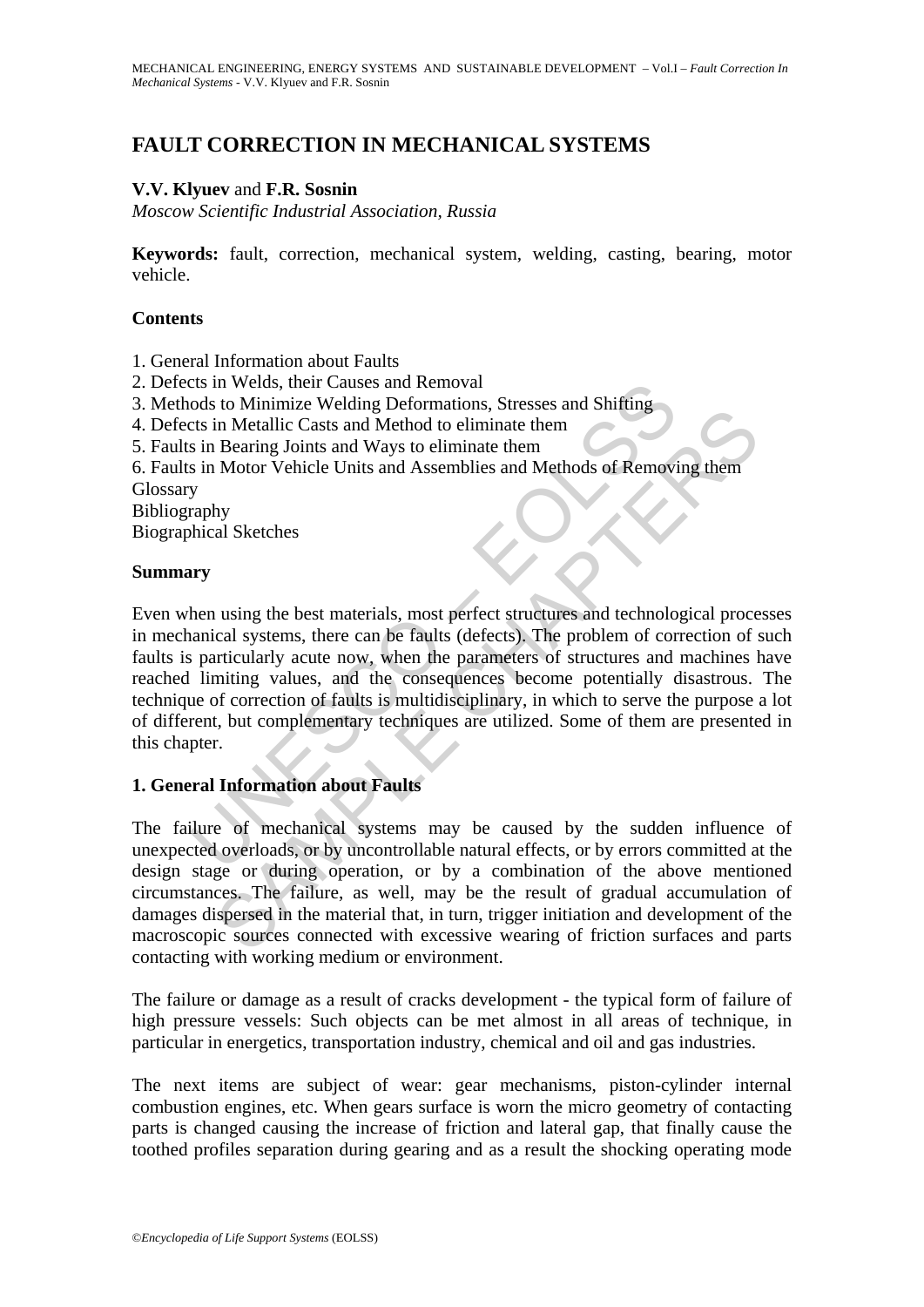# FAULT CORRECTION IN MECHANICAL SYSTEMS

**V.V. Klyuev** and **F.R. Sosnin**

*Moscow Scientific Industrial Association, Russia*

**Keywords:** fault, correction, mechanical system, welding, casting, bearing, motor vehicle.

## Contents

1. General Information about Faults
2. Defects in Welds, their Causes and Removal
3. Methods to Minimize Welding Deformations, Stresses and Shifting
4. Defects in Metallic Casts and Method to eliminate them
5. Faults in Bearing Joints and Ways to eliminate them
6. Faults in Motor Vehicle Units and Assemblies and Methods of Removing them

Glossary
Bibliography
Biographical Sketches

## Summary

Even when using the best materials, most perfect structures and technological processes in mechanical systems, there can be faults (defects). The problem of correction of such faults is particularly acute now, when the parameters of structures and machines have reached limiting values, and the consequences become potentially disastrous. The technique of correction of faults is multidisciplinary, in which to serve the purpose a lot of different, but complementary techniques are utilized. Some of them are presented in this chapter.

## 1. General Information about Faults

The failure of mechanical systems may be caused by the sudden influence of unexpected overloads, or by uncontrollable natural effects, or by errors committed at the design stage or during operation, or by a combination of the above mentioned circumstances. The failure, as well, may be the result of gradual accumulation of damages dispersed in the material that, in turn, trigger initiation and development of the macroscopic sources connected with excessive wearing of friction surfaces and parts contacting with working medium or environment.

The failure or damage as a result of cracks development - the typical form of failure of high pressure vessels: Such objects can be met almost in all areas of technique, in particular in energetics, transportation industry, chemical and oil and gas industries.

The next items are subject of wear: gear mechanisms, piston-cylinder internal combustion engines, etc. When gears surface is worn the micro geometry of contacting parts is changed causing the increase of friction and lateral gap, that finally cause the toothed profiles separation during gearing and as a result the shocking operating mode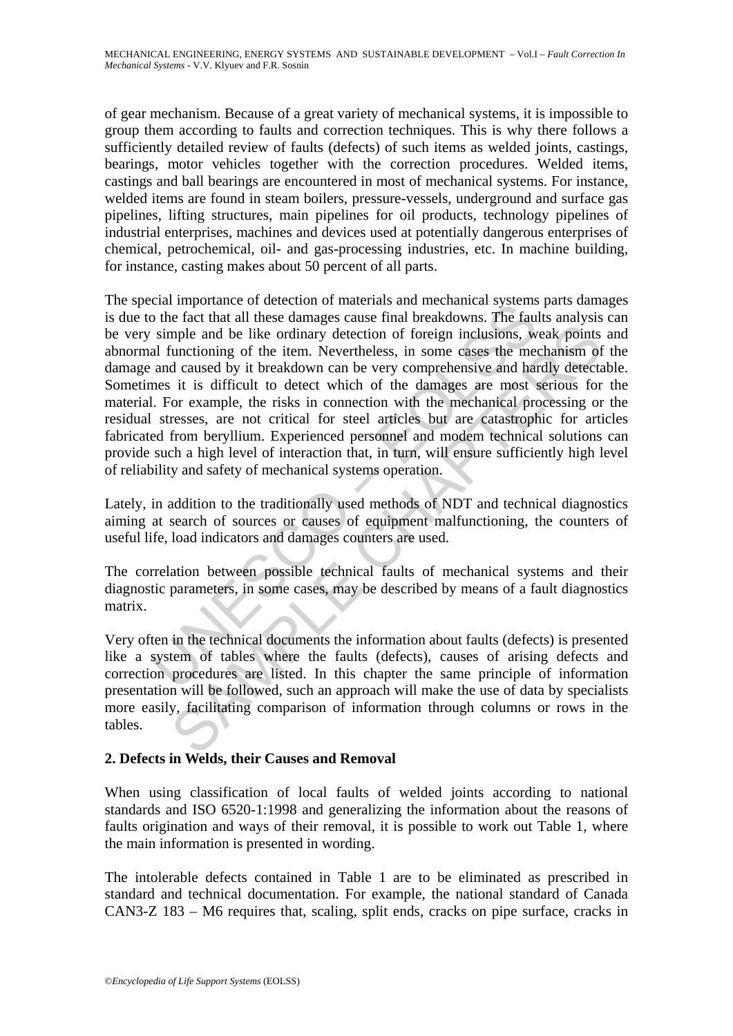of gear mechanism. Because of a great variety of mechanical systems, it is impossible to group them according to faults and correction techniques. This is why there follows a sufficiently detailed review of faults (defects) of such items as welded joints, castings, bearings, motor vehicles together with the correction procedures. Welded items, castings and ball bearings are encountered in most of mechanical systems. For instance, welded items are found in steam boilers, pressure-vessels, underground and surface gas pipelines, lifting structures, main pipelines for oil products, technology pipelines of industrial enterprises, machines and devices used at potentially dangerous enterprises of chemical, petrochemical, oil- and gas-processing industries, etc. In machine building, for instance, casting makes about 50 percent of all parts.

The special importance of detection of materials and mechanical systems parts damages is due to the fact that all these damages cause final breakdowns. The faults analysis can be very simple and be like ordinary detection of foreign inclusions, weak points and abnormal functioning of the item. Nevertheless, in some cases the mechanism of the damage and caused by it breakdown can be very comprehensive and hardly detectable. Sometimes it is difficult to detect which of the damages are most serious for the material. For example, the risks in connection with the mechanical processing or the residual stresses, are not critical for steel articles but are catastrophic for articles fabricated from beryllium. Experienced personnel and modem technical solutions can provide such a high level of interaction that, in turn, will ensure sufficiently high level of reliability and safety of mechanical systems operation.

Lately, in addition to the traditionally used methods of NDT and technical diagnostics aiming at search of sources or causes of equipment malfunctioning, the counters of useful life, load indicators and damages counters are used.

The correlation between possible technical faults of mechanical systems and their diagnostic parameters, in some cases, may be described by means of a fault diagnostics matrix.

Very often in the technical documents the information about faults (defects) is presented like a system of tables where the faults (defects), causes of arising defects and correction procedures are listed. In this chapter the same principle of information presentation will be followed, such an approach will make the use of data by specialists more easily, facilitating comparison of information through columns or rows in the tables.

## 2. Defects in Welds, their Causes and Removal

When using classification of local faults of welded joints according to national standards and ISO 6520-1:1998 and generalizing the information about the reasons of faults origination and ways of their removal, it is possible to work out Table 1, where the main information is presented in wording.

The intolerable defects contained in Table 1 are to be eliminated as prescribed in standard and technical documentation. For example, the national standard of Canada CAN3-Z 183 – M6 requires that, scaling, split ends, cracks on pipe surface, cracks in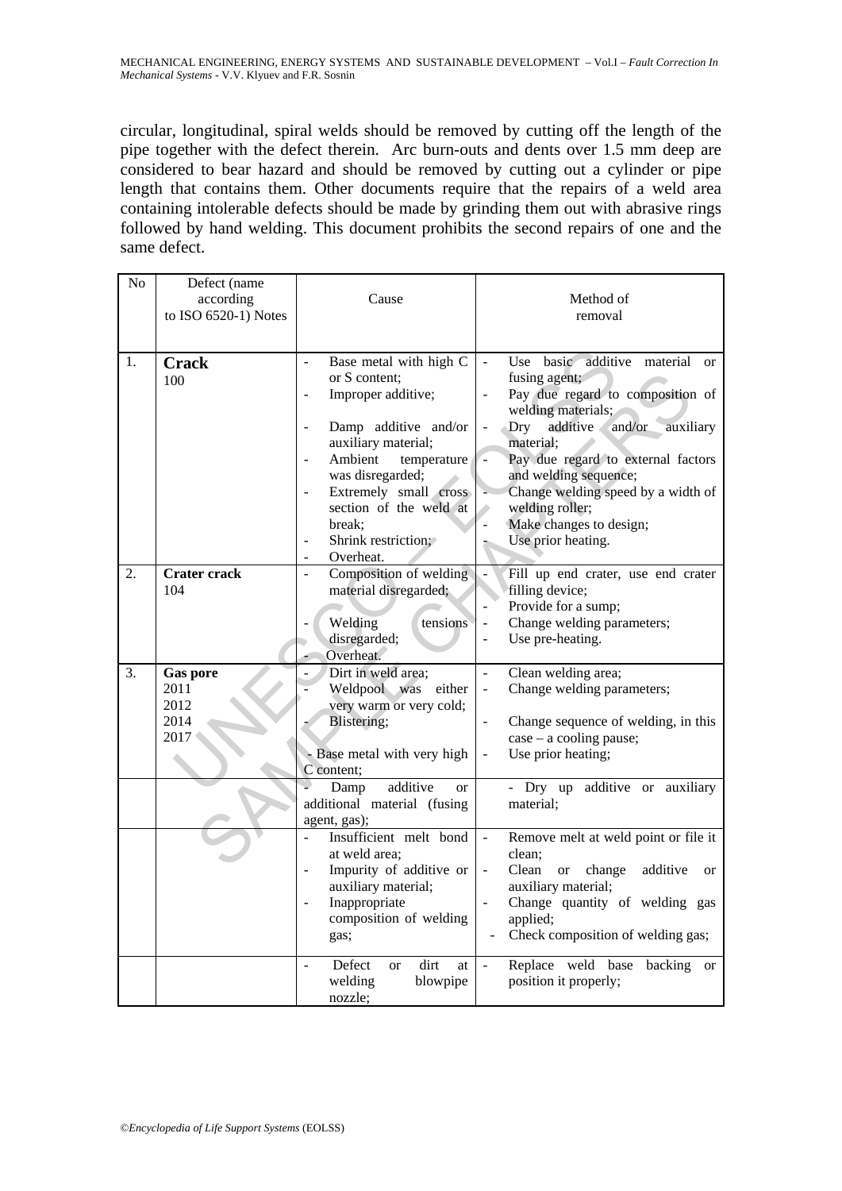circular, longitudinal, spiral welds should be removed by cutting off the length of the pipe together with the defect therein. Arc burn-outs and dents over 1.5 mm deep are considered to bear hazard and should be removed by cutting out a cylinder or pipe length that contains them. Other documents require that the repairs of a weld area containing intolerable defects should be made by grinding them out with abrasive rings followed by hand welding. This document prohibits the second repairs of one and the same defect.

| No | Defect (name according to ISO 6520-1) Notes | Cause | Method of removal |
|---|---|---|---|
| 1. | **Crack**<br>100 | - Base metal with high C or S content;<br>- Improper additive;<br>- Damp additive and/or auxiliary material;<br>- Ambient temperature was disregarded;<br>- Extremely small cross section of the weld at break;<br>- Shrink restriction;<br>- Overheat. | - Use basic additive material or fusing agent;<br>- Pay due regard to composition of welding materials;<br>- Dry additive and/or auxiliary material;<br>- Pay due regard to external factors and welding sequence;<br>- Change welding speed by a width of welding roller;<br>- Make changes to design;<br>- Use prior heating. |
| 2. | **Crater crack**<br>104 | - Composition of welding material disregarded;<br>- Welding tensions disregarded;<br>- Overheat. | - Fill up end crater, use end crater filling device;<br>- Provide for a sump;<br>- Change welding parameters;<br>- Use pre-heating. |
| 3. | **Gas pore**<br>2011<br>2012<br>2014<br>2017 | - Dirt in weld area;<br>- Weldpool was either very warm or very cold;<br>- Blistering;<br>- Base metal with very high C content; | - Clean welding area;<br>- Change welding parameters;<br>- Change sequence of welding, in this case – a cooling pause;<br>- Use prior heating; |
| | | - Damp additive or additional material (fusing agent, gas); | - Dry up additive or auxiliary material; |
| | | - Insufficient melt bond at weld area;<br>- Impurity of additive or auxiliary material;<br>- Inappropriate composition of welding gas; | - Remove melt at weld point or file it clean;<br>- Clean or change additive or auxiliary material;<br>- Change quantity of welding gas applied;<br>- Check composition of welding gas; |
| | | - Defect or dirt at welding blowpipe nozzle; | - Replace weld base backing or position it properly; |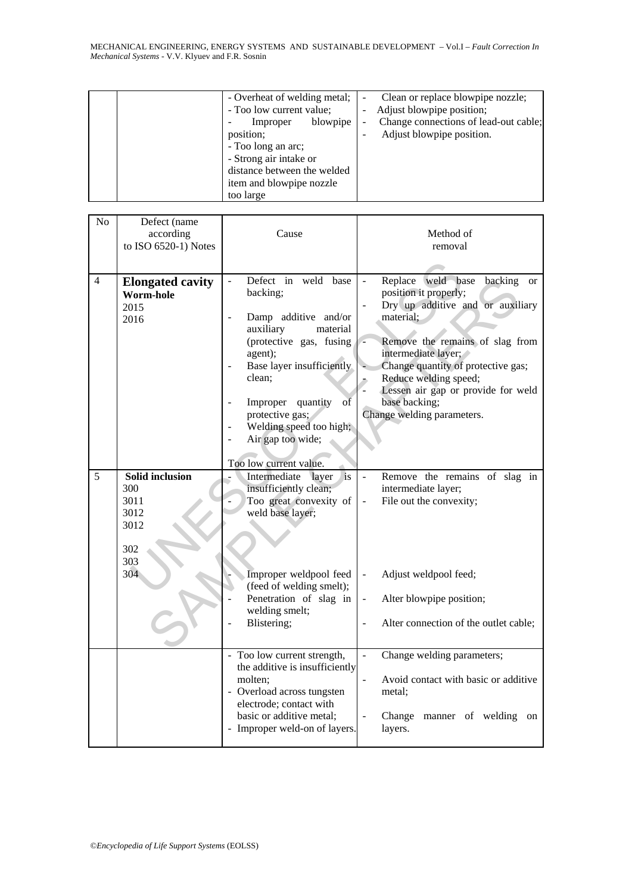| | | - Overheat of welding metal;<br>- Too low current value;<br>- Improper blowpipe position;<br>- Too long an arc;<br>- Strong air intake or distance between the welded item and blowpipe nozzle too large | - Clean or replace blowpipe nozzle;<br>- Adjust blowpipe position;<br>- Change connections of lead-out cable;<br>- Adjust blowpipe position. |
|---|---|---|---|

| No | Defect (name according to ISO 6520-1) Notes | Cause | Method of removal |
|---|---|---|---|
| 4 | **Elongated cavity**<br>**Worm-hole**<br>2015<br>2016 | - Defect in weld base backing;<br>- Damp additive and/or auxiliary material (protective gas, fusing agent);<br>- Base layer insufficiently clean;<br>- Improper quantity of protective gas;<br>- Welding speed too high;<br>- Air gap too wide;<br>Too low current value. | - Replace weld base backing or position it properly;<br>- Dry up additive and or auxiliary material;<br>- Remove the remains of slag from intermediate layer;<br>- Change quantity of protective gas;<br>- Reduce welding speed;<br>- Lessen air gap or provide for weld base backing;<br>Change welding parameters. |
| 5 | **Solid inclusion**<br>300<br>3011<br>3012<br>3012<br>302<br>303<br>304 | - Intermediate layer is insufficiently clean;<br>- Too great convexity of weld base layer;<br>- Improper weldpool feed (feed of welding smelt);<br>- Penetration of slag in welding smelt;<br>- Blistering; | - Remove the remains of slag in intermediate layer;<br>- File out the convexity;<br>- Adjust weldpool feed;<br>- Alter blowpipe position;<br>- Alter connection of the outlet cable; |
| | | - Too low current strength, the additive is insufficiently molten;<br>- Overload across tungsten electrode; contact with basic or additive metal;<br>- Improper weld-on of layers. | - Change welding parameters;<br>- Avoid contact with basic or additive metal;<br>- Change manner of welding on layers. |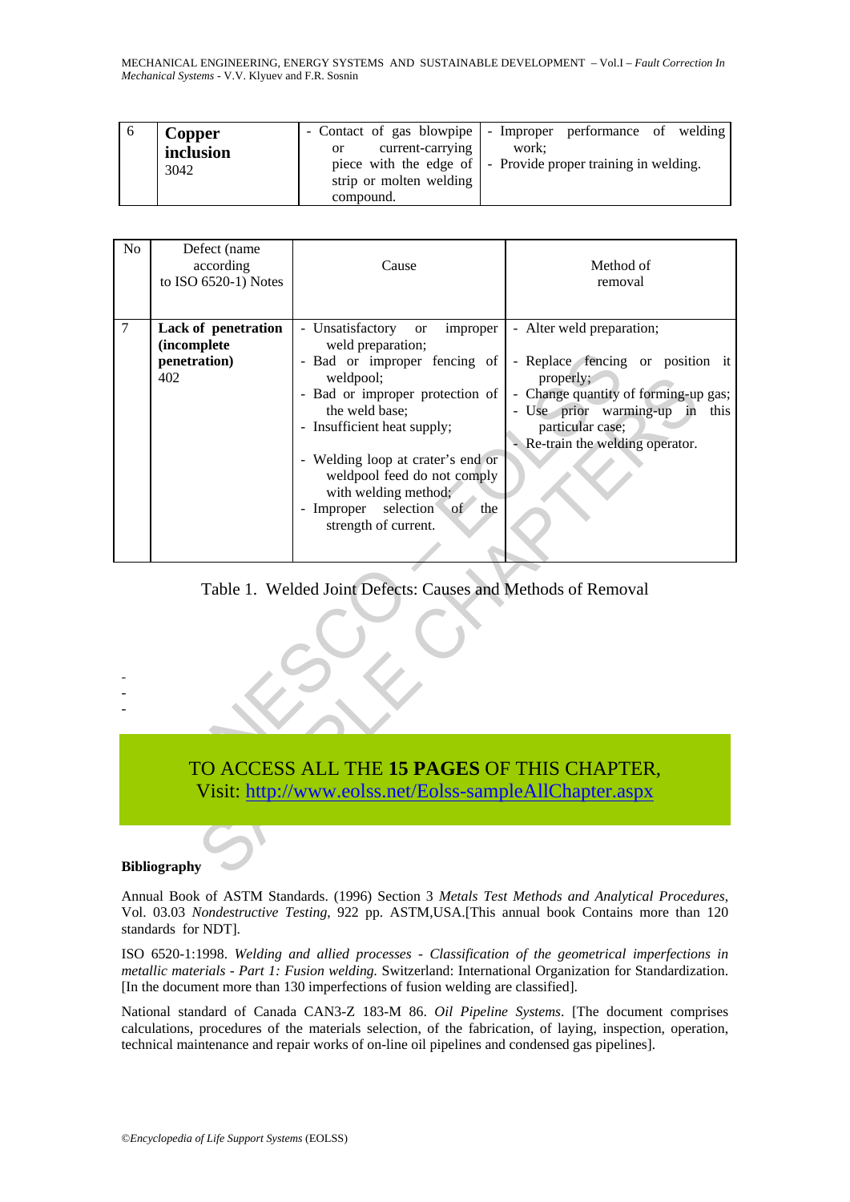| 6 | **Copper inclusion** 3042 | - Contact of gas blowpipe or current-carrying piece with the edge of strip or molten welding compound. | - Improper performance of welding work; - Provide proper training in welding. |
|---|---|---|---|

| No | Defect (name according to ISO 6520-1) Notes | Cause | Method of removal |
|---|---|---|---|
| 7 | **Lack of penetration (incomplete penetration)** 402 | - Unsatisfactory or improper weld preparation; - Bad or improper fencing of weldpool; - Bad or improper protection of the weld base; - Insufficient heat supply; - Welding loop at crater's end or weldpool feed do not comply with welding method; - Improper selection of the strength of current. | - Alter weld preparation; - Replace fencing or position it properly; - Change quantity of forming-up gas; - Use prior warming-up in this particular case; - Re-train the welding operator. |

Table 1. Welded Joint Defects: Causes and Methods of Removal

-
-
-

TO ACCESS ALL THE **15 PAGES** OF THIS CHAPTER,
Visit: http://www.eolss.net/Eolss-sampleAllChapter.aspx

**Bibliography**

Annual Book of ASTM Standards. (1996) Section 3 *Metals Test Methods and Analytical Procedures*, Vol. 03.03 *Nondestructive Testing*, 922 pp. ASTM,USA.[This annual book Contains more than 120 standards for NDT].

ISO 6520-1:1998. *Welding and allied processes - Classification of the geometrical imperfections in metallic materials - Part 1: Fusion welding.* Switzerland: International Organization for Standardization. [In the document more than 130 imperfections of fusion welding are classified].

National standard of Canada CAN3-Z 183-M 86. *Oil Pipeline Systems*. [The document comprises calculations, procedures of the materials selection, of the fabrication, of laying, inspection, operation, technical maintenance and repair works of on-line oil pipelines and condensed gas pipelines].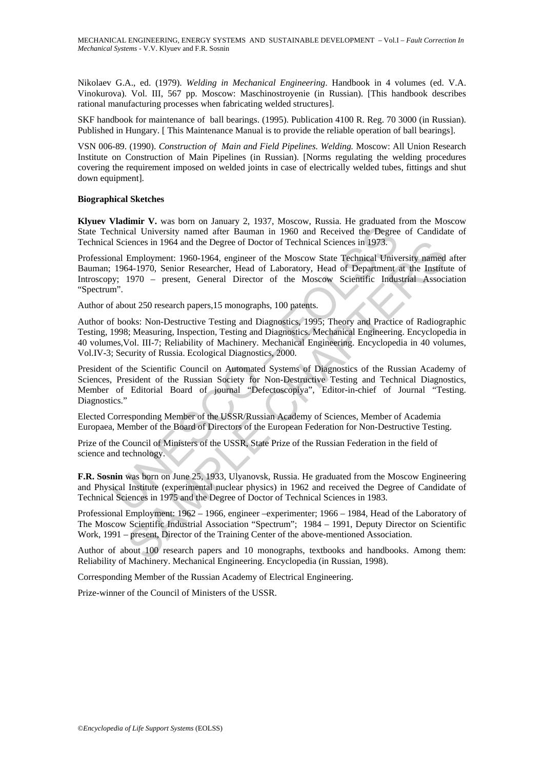Nikolaev G.A., ed. (1979). *Welding in Mechanical Engineering*. Handbook in 4 volumes (ed. V.A. Vinokurova). Vol. III, 567 pp. Moscow: Maschinostroyenie (in Russian). [This handbook describes rational manufacturing processes when fabricating welded structures].

SKF handbook for maintenance of ball bearings. (1995). Publication 4100 R. Reg. 70 3000 (in Russian). Published in Hungary. [ This Maintenance Manual is to provide the reliable operation of ball bearings].

VSN 006-89. (1990). *Construction of Main and Field Pipelines. Welding.* Moscow: All Union Research Institute on Construction of Main Pipelines (in Russian). [Norms regulating the welding procedures covering the requirement imposed on welded joints in case of electrically welded tubes, fittings and shut down equipment].

**Biographical Sketches**

**Klyuev Vladimir V.** was born on January 2, 1937, Moscow, Russia. He graduated from the Moscow State Technical University named after Bauman in 1960 and Received the Degree of Candidate of Technical Sciences in 1964 and the Degree of Doctor of Technical Sciences in 1973.

Professional Employment: 1960-1964, engineer of the Moscow State Technical University named after Bauman; 1964-1970, Senior Researcher, Head of Laboratory, Head of Department at the Institute of Introscopy; 1970 – present, General Director of the Moscow Scientific Industrial Association "Spectrum".

Author of about 250 research papers,15 monographs, 100 patents.

Author of books: Non-Destructive Testing and Diagnostics, 1995; Theory and Practice of Radiographic Testing, 1998; Measuring, Inspection, Testing and Diagnostics. Mechanical Engineering. Encyclopedia in 40 volumes,Vol. III-7; Reliability of Machinery. Mechanical Engineering. Encyclopedia in 40 volumes, Vol.IV-3; Security of Russia. Ecological Diagnostics, 2000.

President of the Scientific Council on Automated Systems of Diagnostics of the Russian Academy of Sciences, President of the Russian Society for Non-Destructive Testing and Technical Diagnostics, Member of Editorial Board of journal "Defectoscopiya", Editor-in-chief of Journal "Testing. Diagnostics."

Elected Corresponding Member of the USSR/Russian Academy of Sciences, Member of Academia Europaea, Member of the Board of Directors of the European Federation for Non-Destructive Testing.

Prize of the Council of Ministers of the USSR, State Prize of the Russian Federation in the field of science and technology.

**F.R. Sosnin** was born on June 25, 1933, Ulyanovsk, Russia. He graduated from the Moscow Engineering and Physical Institute (experimental nuclear physics) in 1962 and received the Degree of Candidate of Technical Sciences in 1975 and the Degree of Doctor of Technical Sciences in 1983.

Professional Employment: 1962 – 1966, engineer –experimenter; 1966 – 1984, Head of the Laboratory of The Moscow Scientific Industrial Association "Spectrum"; 1984 – 1991, Deputy Director on Scientific Work, 1991 – present, Director of the Training Center of the above-mentioned Association.

Author of about 100 research papers and 10 monographs, textbooks and handbooks. Among them: Reliability of Machinery. Mechanical Engineering. Encyclopedia (in Russian, 1998).

Corresponding Member of the Russian Academy of Electrical Engineering.

Prize-winner of the Council of Ministers of the USSR.